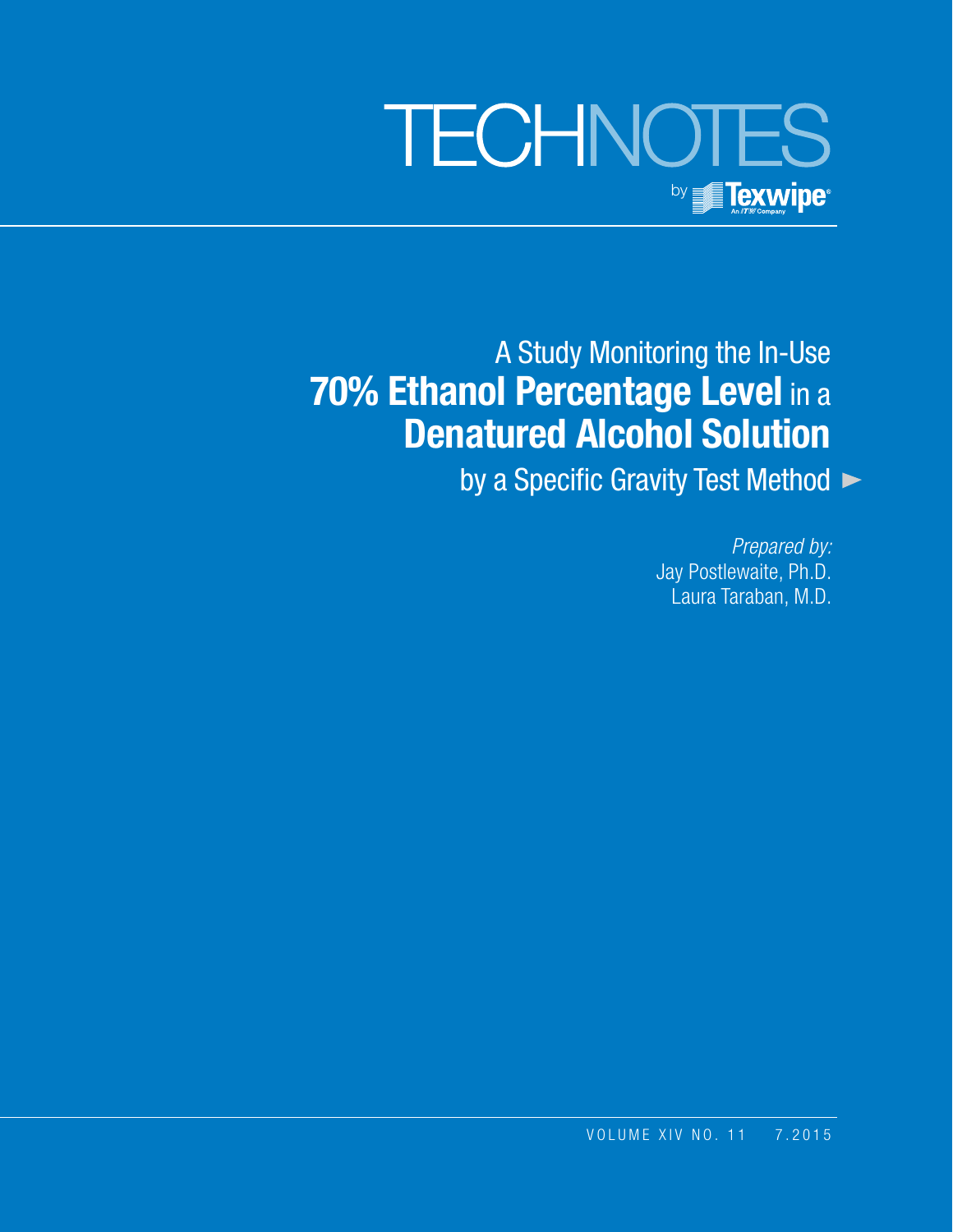# TECHNOTES

by Texwipe

An ITW Company

## A Study Monitoring the In-Use **70% Ethanol Percentage Level** in a **Denatured Alcohol Solution** by a Specific Gravity Test Method

*Prepared by:*
Jay Postlewaite, Ph.D.
Laura Taraban, M.D.

VOLUME XIV NO. 11 7.2015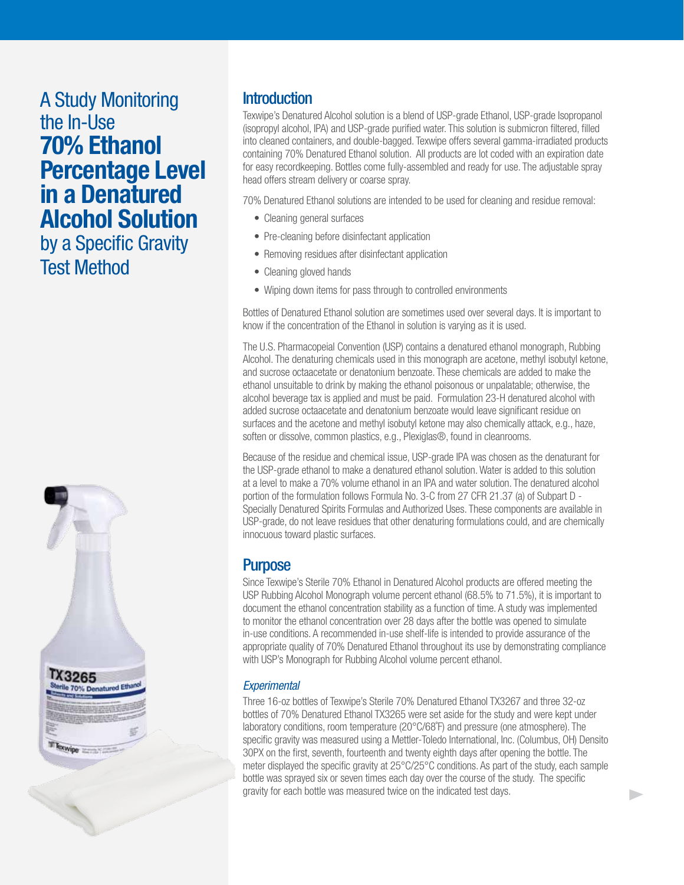# A Study Monitoring the In-Use **70% Ethanol Percentage Level in a Denatured Alcohol Solution** by a Specific Gravity Test Method

## Introduction

Texwipe's Denatured Alcohol solution is a blend of USP-grade Ethanol, USP-grade Isopropanol (isopropyl alcohol, IPA) and USP-grade purified water. This solution is submicron filtered, filled into cleaned containers, and double-bagged. Texwipe offers several gamma-irradiated products containing 70% Denatured Ethanol solution. All products are lot coded with an expiration date for easy recordkeeping. Bottles come fully-assembled and ready for use. The adjustable spray head offers stream delivery or coarse spray.

70% Denatured Ethanol solutions are intended to be used for cleaning and residue removal:

- Cleaning general surfaces
- Pre-cleaning before disinfectant application
- Removing residues after disinfectant application
- Cleaning gloved hands
- Wiping down items for pass through to controlled environments

Bottles of Denatured Ethanol solution are sometimes used over several days. It is important to know if the concentration of the Ethanol in solution is varying as it is used.

The U.S. Pharmacopeial Convention (USP) contains a denatured ethanol monograph, Rubbing Alcohol. The denaturing chemicals used in this monograph are acetone, methyl isobutyl ketone, and sucrose octaacetate or denatonium benzoate. These chemicals are added to make the ethanol unsuitable to drink by making the ethanol poisonous or unpalatable; otherwise, the alcohol beverage tax is applied and must be paid. Formulation 23-H denatured alcohol with added sucrose octaacetate and denatonium benzoate would leave significant residue on surfaces and the acetone and methyl isobutyl ketone may also chemically attack, e.g., haze, soften or dissolve, common plastics, e.g., Plexiglas®, found in cleanrooms.

Because of the residue and chemical issue, USP-grade IPA was chosen as the denaturant for the USP-grade ethanol to make a denatured ethanol solution. Water is added to this solution at a level to make a 70% volume ethanol in an IPA and water solution. The denatured alcohol portion of the formulation follows Formula No. 3-C from 27 CFR 21.37 (a) of Subpart D - Specially Denatured Spirits Formulas and Authorized Uses. These components are available in USP-grade, do not leave residues that other denaturing formulations could, and are chemically innocuous toward plastic surfaces.

## Purpose

Since Texwipe's Sterile 70% Ethanol in Denatured Alcohol products are offered meeting the USP Rubbing Alcohol Monograph volume percent ethanol (68.5% to 71.5%), it is important to document the ethanol concentration stability as a function of time. A study was implemented to monitor the ethanol concentration over 28 days after the bottle was opened to simulate in-use conditions. A recommended in-use shelf-life is intended to provide assurance of the appropriate quality of 70% Denatured Ethanol throughout its use by demonstrating compliance with USP's Monograph for Rubbing Alcohol volume percent ethanol.

### *Experimental*

Three 16-oz bottles of Texwipe's Sterile 70% Denatured Ethanol TX3267 and three 32-oz bottles of 70% Denatured Ethanol TX3265 were set aside for the study and were kept under laboratory conditions, room temperature (20°C/68°F) and pressure (one atmosphere). The specific gravity was measured using a Mettler-Toledo International, Inc. (Columbus, OH) Densito 30PX on the first, seventh, fourteenth and twenty eighth days after opening the bottle. The meter displayed the specific gravity at 25°C/25°C conditions. As part of the study, each sample bottle was sprayed six or seven times each day over the course of the study. The specific gravity for each bottle was measured twice on the indicated test days.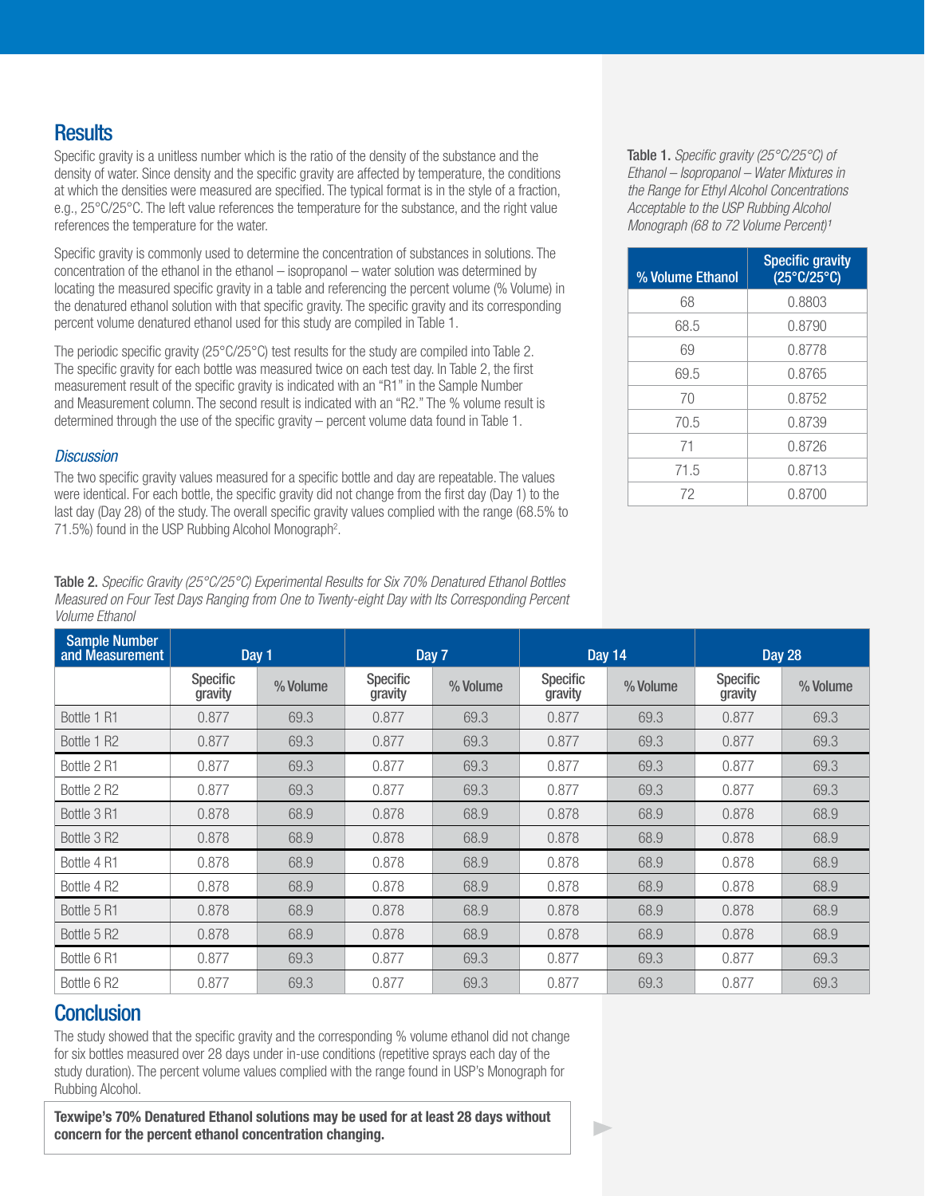## Results

Specific gravity is a unitless number which is the ratio of the density of the substance and the density of water. Since density and the specific gravity are affected by temperature, the conditions at which the densities were measured are specified. The typical format is in the style of a fraction, e.g., 25°C/25°C. The left value references the temperature for the substance, and the right value references the temperature for the water.

Specific gravity is commonly used to determine the concentration of substances in solutions. The concentration of the ethanol in the ethanol – isopropanol – water solution was determined by locating the measured specific gravity in a table and referencing the percent volume (% Volume) in the denatured ethanol solution with that specific gravity. The specific gravity and its corresponding percent volume denatured ethanol used for this study are compiled in Table 1.

The periodic specific gravity (25°C/25°C) test results for the study are compiled into Table 2. The specific gravity for each bottle was measured twice on each test day. In Table 2, the first measurement result of the specific gravity is indicated with an "R1" in the Sample Number and Measurement column. The second result is indicated with an "R2." The % volume result is determined through the use of the specific gravity – percent volume data found in Table 1.

### *Discussion*

The two specific gravity values measured for a specific bottle and day are repeatable. The values were identical. For each bottle, the specific gravity did not change from the first day (Day 1) to the last day (Day 28) of the study. The overall specific gravity values complied with the range (68.5% to 71.5%) found in the USP Rubbing Alcohol Monograph[2].

**Table 1.** *Specific gravity (25°C/25°C) of Ethanol – Isopropanol – Water Mixtures in the Range for Ethyl Alcohol Concentrations Acceptable to the USP Rubbing Alcohol Monograph (68 to 72 Volume Percent)[1]*

| % Volume Ethanol | Specific gravity (25°C/25°C) |
|---|---|
| 68 | 0.8803 |
| 68.5 | 0.8790 |
| 69 | 0.8778 |
| 69.5 | 0.8765 |
| 70 | 0.8752 |
| 70.5 | 0.8739 |
| 71 | 0.8726 |
| 71.5 | 0.8713 |
| 72 | 0.8700 |

**Table 2.** *Specific Gravity (25°C/25°C) Experimental Results for Six 70% Denatured Ethanol Bottles Measured on Four Test Days Ranging from One to Twenty-eight Day with Its Corresponding Percent Volume Ethanol*

| Sample Number and Measurement | Day 1 | | Day 7 | | Day 14 | | Day 28 | |
|---|---|---|---|---|---|---|---|---|
| | Specific gravity | % Volume | Specific gravity | % Volume | Specific gravity | % Volume | Specific gravity | % Volume |
| Bottle 1 R1 | 0.877 | 69.3 | 0.877 | 69.3 | 0.877 | 69.3 | 0.877 | 69.3 |
| Bottle 1 R2 | 0.877 | 69.3 | 0.877 | 69.3 | 0.877 | 69.3 | 0.877 | 69.3 |
| Bottle 2 R1 | 0.877 | 69.3 | 0.877 | 69.3 | 0.877 | 69.3 | 0.877 | 69.3 |
| Bottle 2 R2 | 0.877 | 69.3 | 0.877 | 69.3 | 0.877 | 69.3 | 0.877 | 69.3 |
| Bottle 3 R1 | 0.878 | 68.9 | 0.878 | 68.9 | 0.878 | 68.9 | 0.878 | 68.9 |
| Bottle 3 R2 | 0.878 | 68.9 | 0.878 | 68.9 | 0.878 | 68.9 | 0.878 | 68.9 |
| Bottle 4 R1 | 0.878 | 68.9 | 0.878 | 68.9 | 0.878 | 68.9 | 0.878 | 68.9 |
| Bottle 4 R2 | 0.878 | 68.9 | 0.878 | 68.9 | 0.878 | 68.9 | 0.878 | 68.9 |
| Bottle 5 R1 | 0.878 | 68.9 | 0.878 | 68.9 | 0.878 | 68.9 | 0.878 | 68.9 |
| Bottle 5 R2 | 0.878 | 68.9 | 0.878 | 68.9 | 0.878 | 68.9 | 0.878 | 68.9 |
| Bottle 6 R1 | 0.877 | 69.3 | 0.877 | 69.3 | 0.877 | 69.3 | 0.877 | 69.3 |
| Bottle 6 R2 | 0.877 | 69.3 | 0.877 | 69.3 | 0.877 | 69.3 | 0.877 | 69.3 |

## Conclusion

The study showed that the specific gravity and the corresponding % volume ethanol did not change for six bottles measured over 28 days under in-use conditions (repetitive sprays each day of the study duration). The percent volume values complied with the range found in USP's Monograph for Rubbing Alcohol.

**Texwipe's 70% Denatured Ethanol solutions may be used for at least 28 days without concern for the percent ethanol concentration changing.**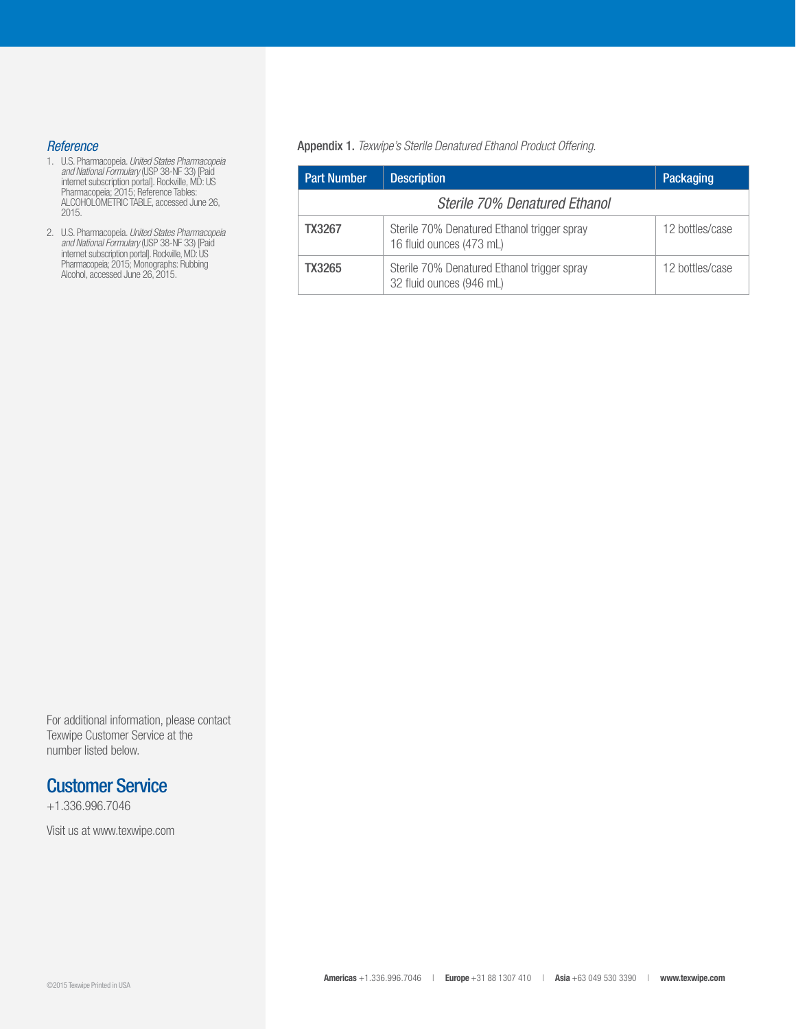## *Reference*

1. U.S. Pharmacopeia. *United States Pharmacopeia and National Formulary* (USP 38-NF 33) [Paid internet subscription portal]. Rockville, MD: US Pharmacopeia; 2015; Reference Tables: ALCOHOLOMETRIC TABLE, accessed June 26, 2015.

2. U.S. Pharmacopeia. *United States Pharmacopeia and National Formulary* (USP 38-NF 33) [Paid internet subscription portal]. Rockville, MD: US Pharmacopeia; 2015; Monographs: Rubbing Alcohol, accessed June 26, 2015.

For additional information, please contact Texwipe Customer Service at the number listed below.

## Customer Service

+1.336.996.7046

Visit us at www.texwipe.com

©2015 Texwipe Printed in USA

**Appendix 1.** *Texwipe's Sterile Denatured Ethanol Product Offering.*

| Part Number | Description | Packaging |
|---|---|---|
| | *Sterile 70% Denatured Ethanol* | |
| **TX3267** | Sterile 70% Denatured Ethanol trigger spray 16 fluid ounces (473 mL) | 12 bottles/case |
| **TX3265** | Sterile 70% Denatured Ethanol trigger spray 32 fluid ounces (946 mL) | 12 bottles/case |

**Americas** +1.336.996.7046 | **Europe** +31 88 1307 410 | **Asia** +63 049 530 3390 | **www.texwipe.com**